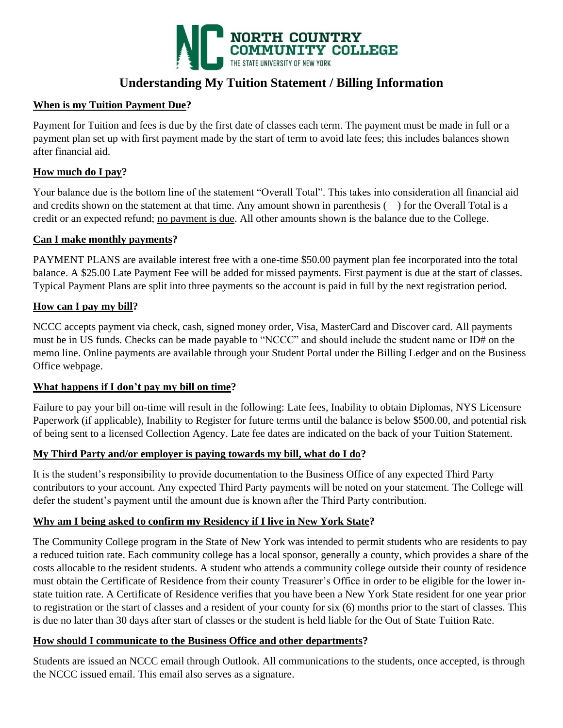NORTH COUNTRY COMMUNITY COLLEGE
THE STATE UNIVERSITY OF NEW YORK

# Understanding My Tuition Statement / Billing Information

**When is my Tuition Payment Due?**

Payment for Tuition and fees is due by the first date of classes each term. The payment must be made in full or a payment plan set up with first payment made by the start of term to avoid late fees; this includes balances shown after financial aid.

**How much do I pay?**

Your balance due is the bottom line of the statement "Overall Total". This takes into consideration all financial aid and credits shown on the statement at that time. Any amount shown in parenthesis (   ) for the Overall Total is a credit or an expected refund; no payment is due. All other amounts shown is the balance due to the College.

**Can I make monthly payments?**

PAYMENT PLANS are available interest free with a one-time $50.00 payment plan fee incorporated into the total balance. A $25.00 Late Payment Fee will be added for missed payments. First payment is due at the start of classes. Typical Payment Plans are split into three payments so the account is paid in full by the next registration period.

**How can I pay my bill?**

NCCC accepts payment via check, cash, signed money order, Visa, MasterCard and Discover card. All payments must be in US funds. Checks can be made payable to "NCCC" and should include the student name or ID# on the memo line. Online payments are available through your Student Portal under the Billing Ledger and on the Business Office webpage.

**What happens if I don't pay my bill on time?**

Failure to pay your bill on-time will result in the following: Late fees, Inability to obtain Diplomas, NYS Licensure Paperwork (if applicable), Inability to Register for future terms until the balance is below $500.00, and potential risk of being sent to a licensed Collection Agency. Late fee dates are indicated on the back of your Tuition Statement.

**My Third Party and/or employer is paying towards my bill, what do I do?**

It is the student's responsibility to provide documentation to the Business Office of any expected Third Party contributors to your account. Any expected Third Party payments will be noted on your statement. The College will defer the student's payment until the amount due is known after the Third Party contribution.

**Why am I being asked to confirm my Residency if I live in New York State?**

The Community College program in the State of New York was intended to permit students who are residents to pay a reduced tuition rate. Each community college has a local sponsor, generally a county, which provides a share of the costs allocable to the resident students. A student who attends a community college outside their county of residence must obtain the Certificate of Residence from their county Treasurer's Office in order to be eligible for the lower in-state tuition rate. A Certificate of Residence verifies that you have been a New York State resident for one year prior to registration or the start of classes and a resident of your county for six (6) months prior to the start of classes. This is due no later than 30 days after start of classes or the student is held liable for the Out of State Tuition Rate.

**How should I communicate to the Business Office and other departments?**

Students are issued an NCCC email through Outlook. All communications to the students, once accepted, is through the NCCC issued email. This email also serves as a signature.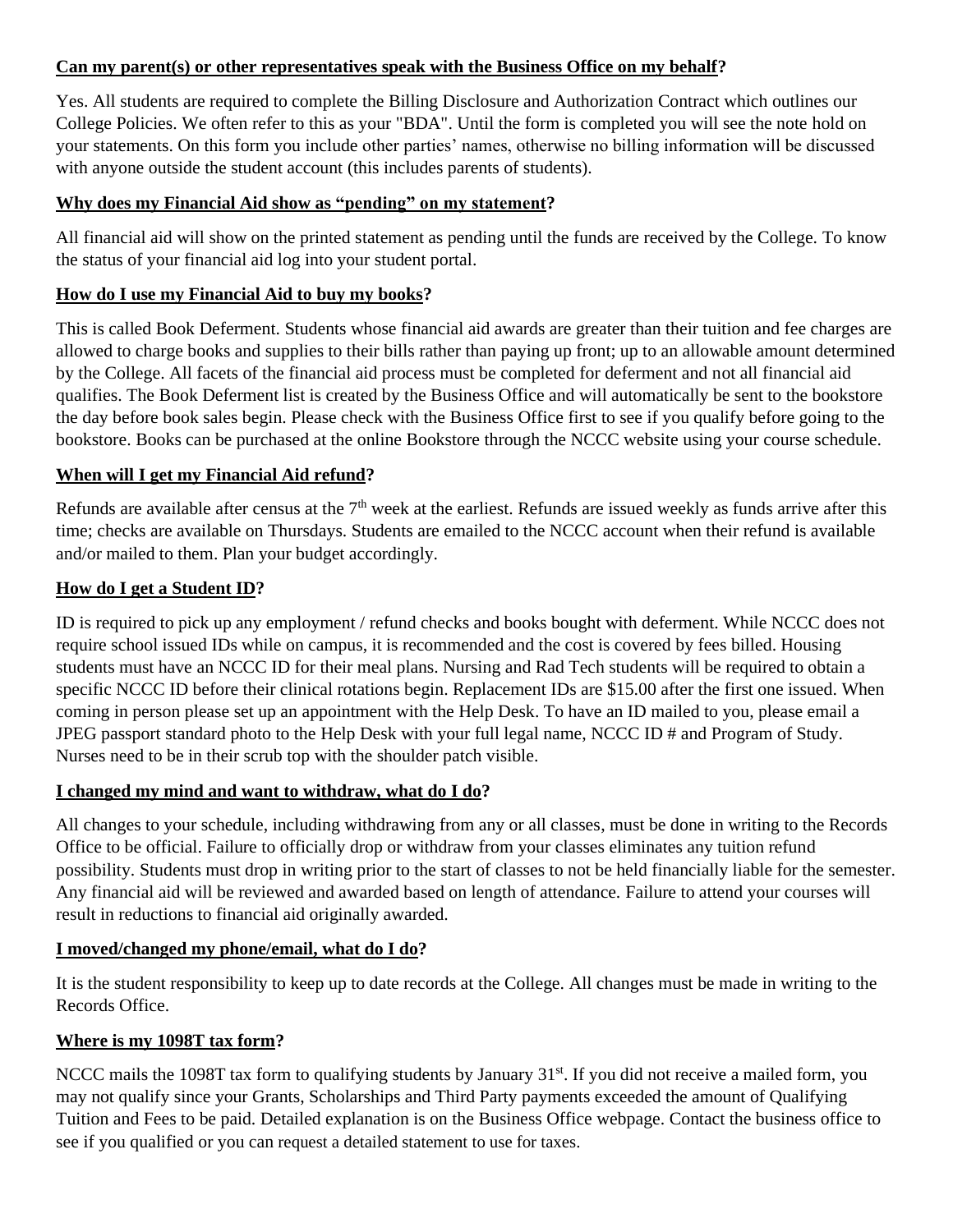**Can my parent(s) or other representatives speak with the Business Office on my behalf?**

Yes. All students are required to complete the Billing Disclosure and Authorization Contract which outlines our College Policies. We often refer to this as your "BDA". Until the form is completed you will see the note hold on your statements. On this form you include other parties' names, otherwise no billing information will be discussed with anyone outside the student account (this includes parents of students).

**Why does my Financial Aid show as "pending" on my statement?**

All financial aid will show on the printed statement as pending until the funds are received by the College. To know the status of your financial aid log into your student portal.

**How do I use my Financial Aid to buy my books?**

This is called Book Deferment. Students whose financial aid awards are greater than their tuition and fee charges are allowed to charge books and supplies to their bills rather than paying up front; up to an allowable amount determined by the College. All facets of the financial aid process must be completed for deferment and not all financial aid qualifies. The Book Deferment list is created by the Business Office and will automatically be sent to the bookstore the day before book sales begin. Please check with the Business Office first to see if you qualify before going to the bookstore. Books can be purchased at the online Bookstore through the NCCC website using your course schedule.

**When will I get my Financial Aid refund?**

Refunds are available after census at the 7th week at the earliest. Refunds are issued weekly as funds arrive after this time; checks are available on Thursdays. Students are emailed to the NCCC account when their refund is available and/or mailed to them. Plan your budget accordingly.

**How do I get a Student ID?**

ID is required to pick up any employment / refund checks and books bought with deferment. While NCCC does not require school issued IDs while on campus, it is recommended and the cost is covered by fees billed. Housing students must have an NCCC ID for their meal plans. Nursing and Rad Tech students will be required to obtain a specific NCCC ID before their clinical rotations begin. Replacement IDs are $15.00 after the first one issued. When coming in person please set up an appointment with the Help Desk. To have an ID mailed to you, please email a JPEG passport standard photo to the Help Desk with your full legal name, NCCC ID # and Program of Study. Nurses need to be in their scrub top with the shoulder patch visible.

**I changed my mind and want to withdraw, what do I do?**

All changes to your schedule, including withdrawing from any or all classes, must be done in writing to the Records Office to be official. Failure to officially drop or withdraw from your classes eliminates any tuition refund possibility. Students must drop in writing prior to the start of classes to not be held financially liable for the semester. Any financial aid will be reviewed and awarded based on length of attendance. Failure to attend your courses will result in reductions to financial aid originally awarded.

**I moved/changed my phone/email, what do I do?**

It is the student responsibility to keep up to date records at the College. All changes must be made in writing to the Records Office.

**Where is my 1098T tax form?**

NCCC mails the 1098T tax form to qualifying students by January 31st. If you did not receive a mailed form, you may not qualify since your Grants, Scholarships and Third Party payments exceeded the amount of Qualifying Tuition and Fees to be paid. Detailed explanation is on the Business Office webpage. Contact the business office to see if you qualified or you can request a detailed statement to use for taxes.